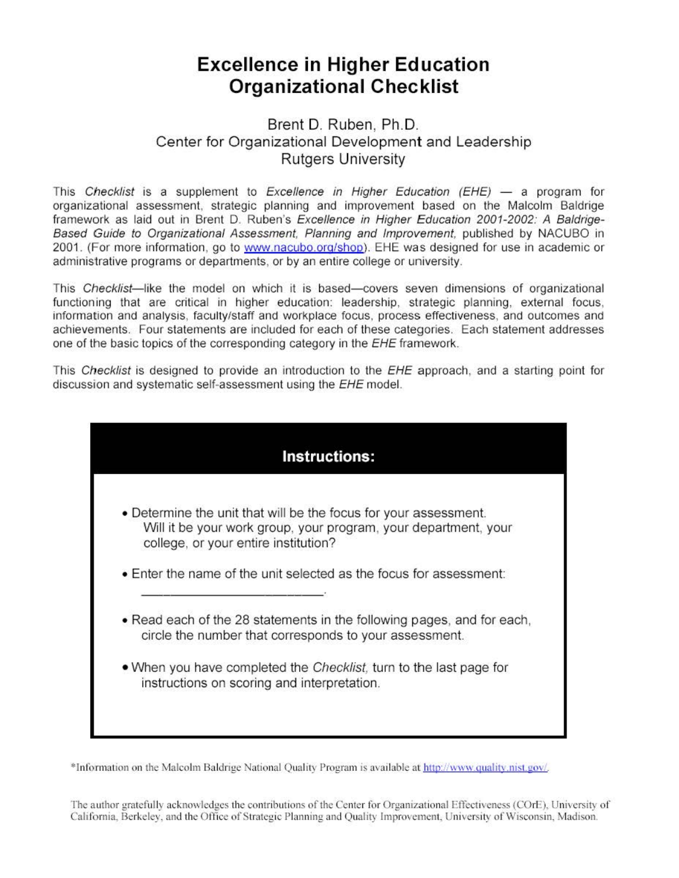# Excellence in Higher Education Organizational Checklist

Brent D. Ruben, Ph.D.
Center for Organizational Development and Leadership
Rutgers University

This *Checklist* is a supplement to *Excellence in Higher Education (EHE)* — a program for organizational assessment, strategic planning and improvement based on the Malcolm Baldrige framework as laid out in Brent D. Ruben's *Excellence in Higher Education 2001-2002: A Baldrige-Based Guide to Organizational Assessment, Planning and Improvement,* published by NACUBO in 2001. (For more information, go to www.nacubo.org/shop). EHE was designed for use in academic or administrative programs or departments, or by an entire college or university.

This *Checklist*—like the model on which it is based—covers seven dimensions of organizational functioning that are critical in higher education: leadership, strategic planning, external focus, information and analysis, faculty/staff and workplace focus, process effectiveness, and outcomes and achievements. Four statements are included for each of these categories. Each statement addresses one of the basic topics of the corresponding category in the *EHE* framework.

This *Checklist* is designed to provide an introduction to the *EHE* approach, and a starting point for discussion and systematic self-assessment using the *EHE* model.

## Instructions:

- Determine the unit that will be the focus for your assessment. Will it be your work group, your program, your department, your college, or your entire institution?
- Enter the name of the unit selected as the focus for assessment: \_\_\_\_\_\_\_\_\_\_\_\_\_\_\_\_\_\_\_\_\_\_\_\_\_.
- Read each of the 28 statements in the following pages, and for each, circle the number that corresponds to your assessment.
- When you have completed the *Checklist,* turn to the last page for instructions on scoring and interpretation.

*Information on the Malcolm Baldrige National Quality Program is available at http://www.quality.nist.gov/.

The author gratefully acknowledges the contributions of the Center for Organizational Effectiveness (COrE), University of California, Berkeley, and the Office of Strategic Planning and Quality Improvement, University of Wisconsin, Madison.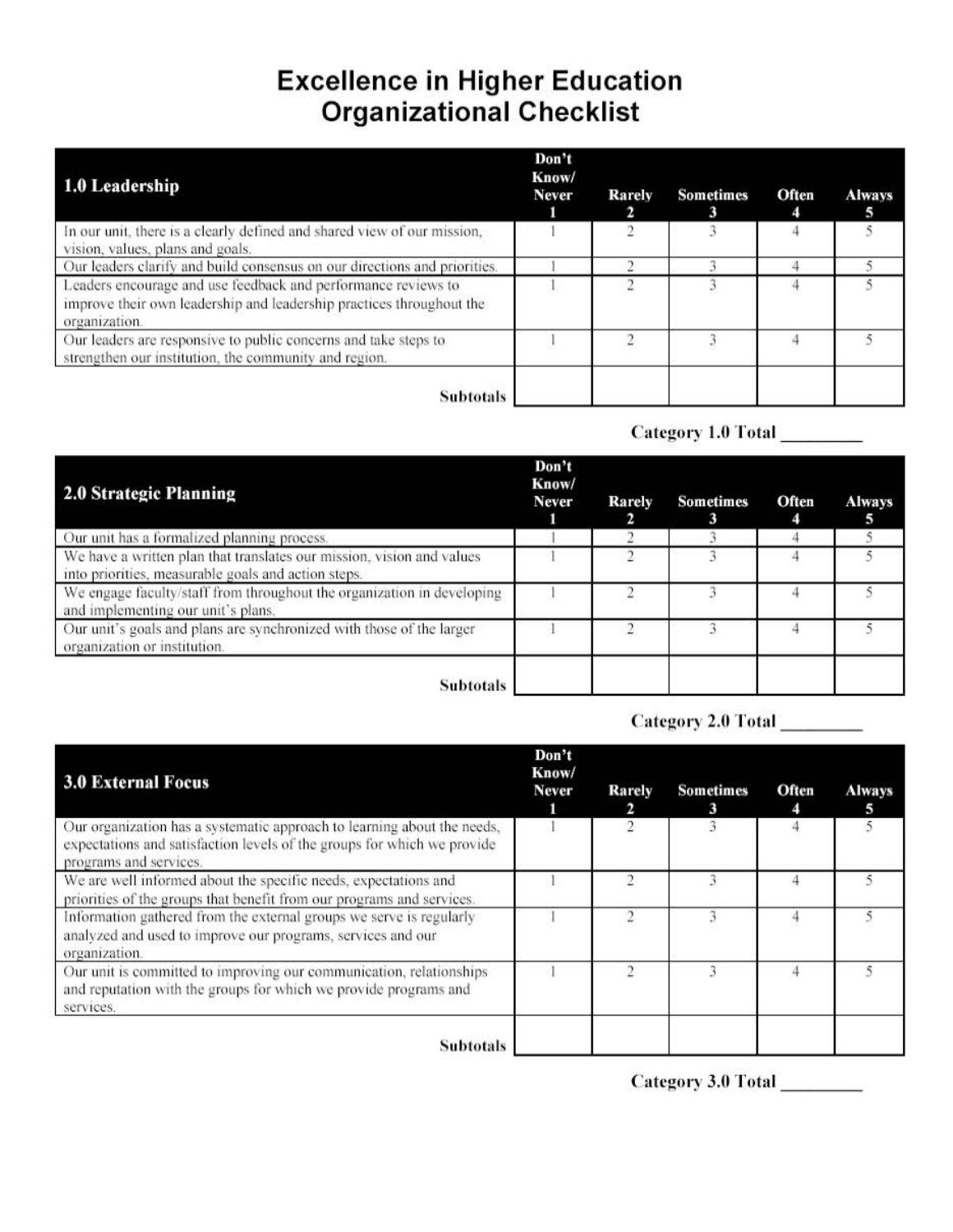# Excellence in Higher Education Organizational Checklist

| 1.0 Leadership | Don't Know/ Never 1 | Rarely 2 | Sometimes 3 | Often 4 | Always 5 |
|---|---|---|---|---|---|
| In our unit, there is a clearly defined and shared view of our mission, vision, values, plans and goals. | 1 | 2 | 3 | 4 | 5 |
| Our leaders clarify and build consensus on our directions and priorities. | 1 | 2 | 3 | 4 | 5 |
| Leaders encourage and use feedback and performance reviews to improve their own leadership and leadership practices throughout the organization. | 1 | 2 | 3 | 4 | 5 |
| Our leaders are responsive to public concerns and take steps to strengthen our institution, the community and region. | 1 | 2 | 3 | 4 | 5 |
| **Subtotals** | | | | | |

**Category 1.0 Total** _________

| 2.0 Strategic Planning | Don't Know/ Never 1 | Rarely 2 | Sometimes 3 | Often 4 | Always 5 |
|---|---|---|---|---|---|
| Our unit has a formalized planning process. | 1 | 2 | 3 | 4 | 5 |
| We have a written plan that translates our mission, vision and values into priorities, measurable goals and action steps. | 1 | 2 | 3 | 4 | 5 |
| We engage faculty/staff from throughout the organization in developing and implementing our unit's plans. | 1 | 2 | 3 | 4 | 5 |
| Our unit's goals and plans are synchronized with those of the larger organization or institution. | 1 | 2 | 3 | 4 | 5 |
| **Subtotals** | | | | | |

**Category 2.0 Total** _________

| 3.0 External Focus | Don't Know/ Never 1 | Rarely 2 | Sometimes 3 | Often 4 | Always 5 |
|---|---|---|---|---|---|
| Our organization has a systematic approach to learning about the needs, expectations and satisfaction levels of the groups for which we provide programs and services. | 1 | 2 | 3 | 4 | 5 |
| We are well informed about the specific needs, expectations and priorities of the groups that benefit from our programs and services. | 1 | 2 | 3 | 4 | 5 |
| Information gathered from the external groups we serve is regularly analyzed and used to improve our programs, services and our organization. | 1 | 2 | 3 | 4 | 5 |
| Our unit is committed to improving our communication, relationships and reputation with the groups for which we provide programs and services. | 1 | 2 | 3 | 4 | 5 |
| **Subtotals** | | | | | |

**Category 3.0 Total** _________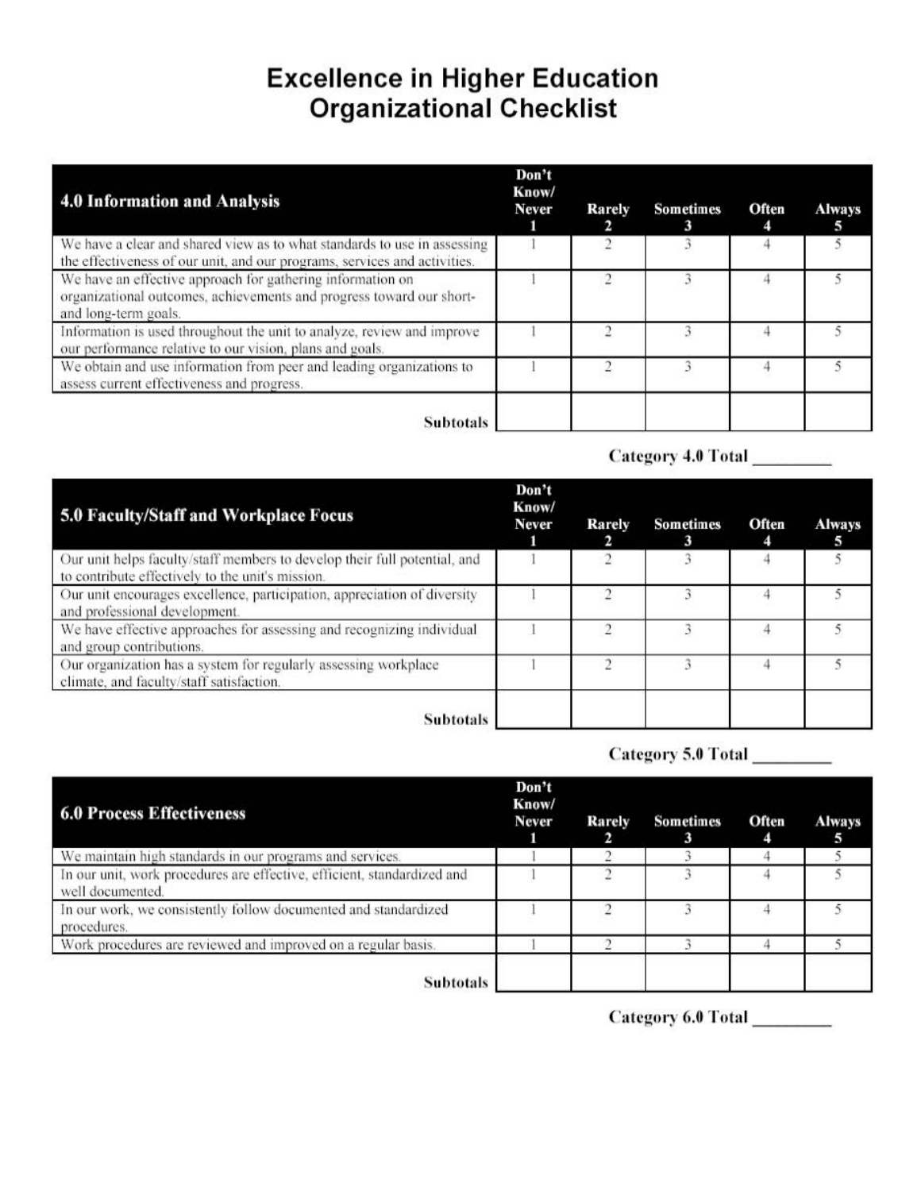# Excellence in Higher Education Organizational Checklist

| 4.0 Information and Analysis | Don't Know/ Never 1 | Rarely 2 | Sometimes 3 | Often 4 | Always 5 |
|---|---|---|---|---|---|
| We have a clear and shared view as to what standards to use in assessing the effectiveness of our unit, and our programs, services and activities. | 1 | 2 | 3 | 4 | 5 |
| We have an effective approach for gathering information on organizational outcomes, achievements and progress toward our short- and long-term goals. | 1 | 2 | 3 | 4 | 5 |
| Information is used throughout the unit to analyze, review and improve our performance relative to our vision, plans and goals. | 1 | 2 | 3 | 4 | 5 |
| We obtain and use information from peer and leading organizations to assess current effectiveness and progress. | 1 | 2 | 3 | 4 | 5 |
| **Subtotals** | | | | | |

**Category 4.0 Total** _________

| 5.0 Faculty/Staff and Workplace Focus | Don't Know/ Never 1 | Rarely 2 | Sometimes 3 | Often 4 | Always 5 |
|---|---|---|---|---|---|
| Our unit helps faculty/staff members to develop their full potential, and to contribute effectively to the unit's mission. | 1 | 2 | 3 | 4 | 5 |
| Our unit encourages excellence, participation, appreciation of diversity and professional development. | 1 | 2 | 3 | 4 | 5 |
| We have effective approaches for assessing and recognizing individual and group contributions. | 1 | 2 | 3 | 4 | 5 |
| Our organization has a system for regularly assessing workplace climate, and faculty/staff satisfaction. | 1 | 2 | 3 | 4 | 5 |
| **Subtotals** | | | | | |

**Category 5.0 Total** _________

| 6.0 Process Effectiveness | Don't Know/ Never 1 | Rarely 2 | Sometimes 3 | Often 4 | Always 5 |
|---|---|---|---|---|---|
| We maintain high standards in our programs and services. | 1 | 2 | 3 | 4 | 5 |
| In our unit, work procedures are effective, efficient, standardized and well documented. | 1 | 2 | 3 | 4 | 5 |
| In our work, we consistently follow documented and standardized procedures. | 1 | 2 | 3 | 4 | 5 |
| Work procedures are reviewed and improved on a regular basis. | 1 | 2 | 3 | 4 | 5 |
| **Subtotals** | | | | | |

**Category 6.0 Total** _________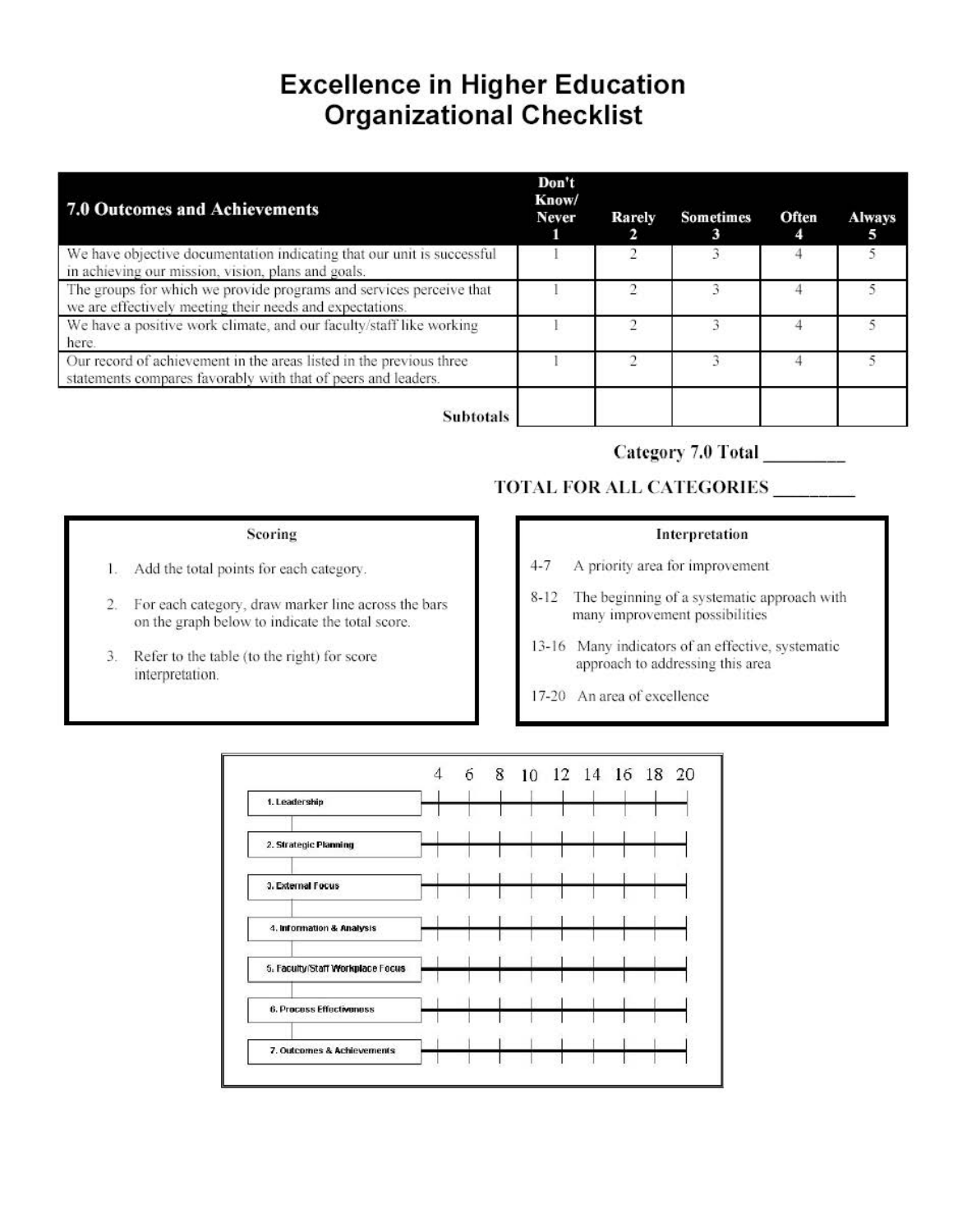# Excellence in Higher Education Organizational Checklist

| 7.0 Outcomes and Achievements | Don't Know/ Never 1 | Rarely 2 | Sometimes 3 | Often 4 | Always 5 |
|---|---|---|---|---|---|
| We have objective documentation indicating that our unit is successful in achieving our mission, vision, plans and goals. | 1 | 2 | 3 | 4 | 5 |
| The groups for which we provide programs and services perceive that we are effectively meeting their needs and expectations. | 1 | 2 | 3 | 4 | 5 |
| We have a positive work climate, and our faculty/staff like working here. | 1 | 2 | 3 | 4 | 5 |
| Our record of achievement in the areas listed in the previous three statements compares favorably with that of peers and leaders. | 1 | 2 | 3 | 4 | 5 |
| **Subtotals** | | | | | |

**Category 7.0 Total ________**

**TOTAL FOR ALL CATEGORIES ________**

**Scoring**

1. Add the total points for each category.
2. For each category, draw marker line across the bars on the graph below to indicate the total score.
3. Refer to the table (to the right) for score interpretation.

**Interpretation**

- 4-7 A priority area for improvement
- 8-12 The beginning of a systematic approach with many improvement possibilities
- 13-16 Many indicators of an effective, systematic approach to addressing this area
- 17-20 An area of excellence

4 6 8 10 12 14 16 18 20

1. Leadership

2. Strategic Planning

3. External Focus

4. Information & Analysis

5. Faculty/Staff Workplace Focus

6. Process Effectiveness

7. Outcomes & Achievements